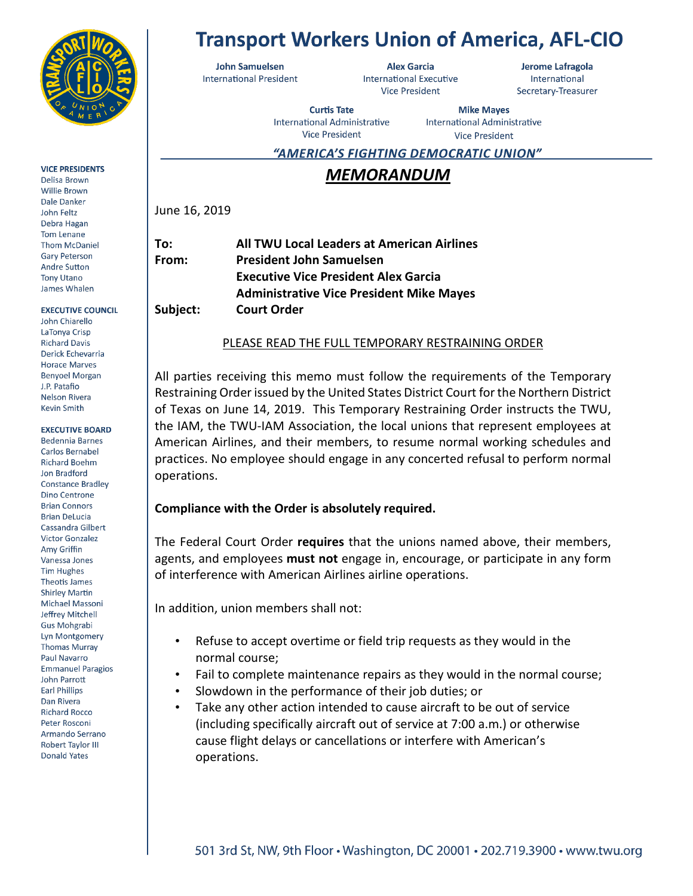# Transport Workers Union of America, AFL-CIO

**John Samuelsen**
International President

**Alex Garcia**
International Executive Vice President

**Jerome Lafragola**
International Secretary-Treasurer

**Curtis Tate**
International Administrative Vice President

**Mike Mayes**
International Administrative Vice President

***"AMERICA'S FIGHTING DEMOCRATIC UNION"***

**VICE PRESIDENTS**
Delisa Brown
Willie Brown
Dale Danker
John Feltz
Debra Hagan
Tom Lenane
Thom McDaniel
Gary Peterson
Andre Sutton
Tony Utano
James Whalen

**EXECUTIVE COUNCIL**
John Chiarello
LaTonya Crisp
Richard Davis
Derick Echevarria
Horace Marves
Benyoel Morgan
J.P. Patafio
Nelson Rivera
Kevin Smith

**EXECUTIVE BOARD**
Bedennia Barnes
Carlos Bernabel
Richard Boehm
Jon Bradford
Constance Bradley
Dino Centrone
Brian Connors
Brian DeLucia
Cassandra Gilbert
Victor Gonzalez
Amy Griffin
Vanessa Jones
Tim Hughes
Theotis James
Shirley Martin
Michael Massoni
Jeffrey Mitchell
Gus Mohgrabi
Lyn Montgomery
Thomas Murray
Paul Navarro
Emmanuel Paragios
John Parrott
Earl Phillips
Dan Rivera
Richard Rocco
Peter Rosconi
Armando Serrano
Robert Taylor III
Donald Yates

## ***MEMORANDUM***

June 16, 2019

**To:** **All TWU Local Leaders at American Airlines**
**From:** **President John Samuelsen**
**Executive Vice President Alex Garcia**
**Administrative Vice President Mike Mayes**
**Subject:** **Court Order**

PLEASE READ THE FULL TEMPORARY RESTRAINING ORDER

All parties receiving this memo must follow the requirements of the Temporary Restraining Order issued by the United States District Court for the Northern District of Texas on June 14, 2019. This Temporary Restraining Order instructs the TWU, the IAM, the TWU-IAM Association, the local unions that represent employees at American Airlines, and their members, to resume normal working schedules and practices. No employee should engage in any concerted refusal to perform normal operations.

**Compliance with the Order is absolutely required.**

The Federal Court Order **requires** that the unions named above, their members, agents, and employees **must not** engage in, encourage, or participate in any form of interference with American Airlines airline operations.

In addition, union members shall not:

- Refuse to accept overtime or field trip requests as they would in the normal course;
- Fail to complete maintenance repairs as they would in the normal course;
- Slowdown in the performance of their job duties; or
- Take any other action intended to cause aircraft to be out of service (including specifically aircraft out of service at 7:00 a.m.) or otherwise cause flight delays or cancellations or interfere with American's operations.

501 3rd St, NW, 9th Floor • Washington, DC 20001 • 202.719.3900 • www.twu.org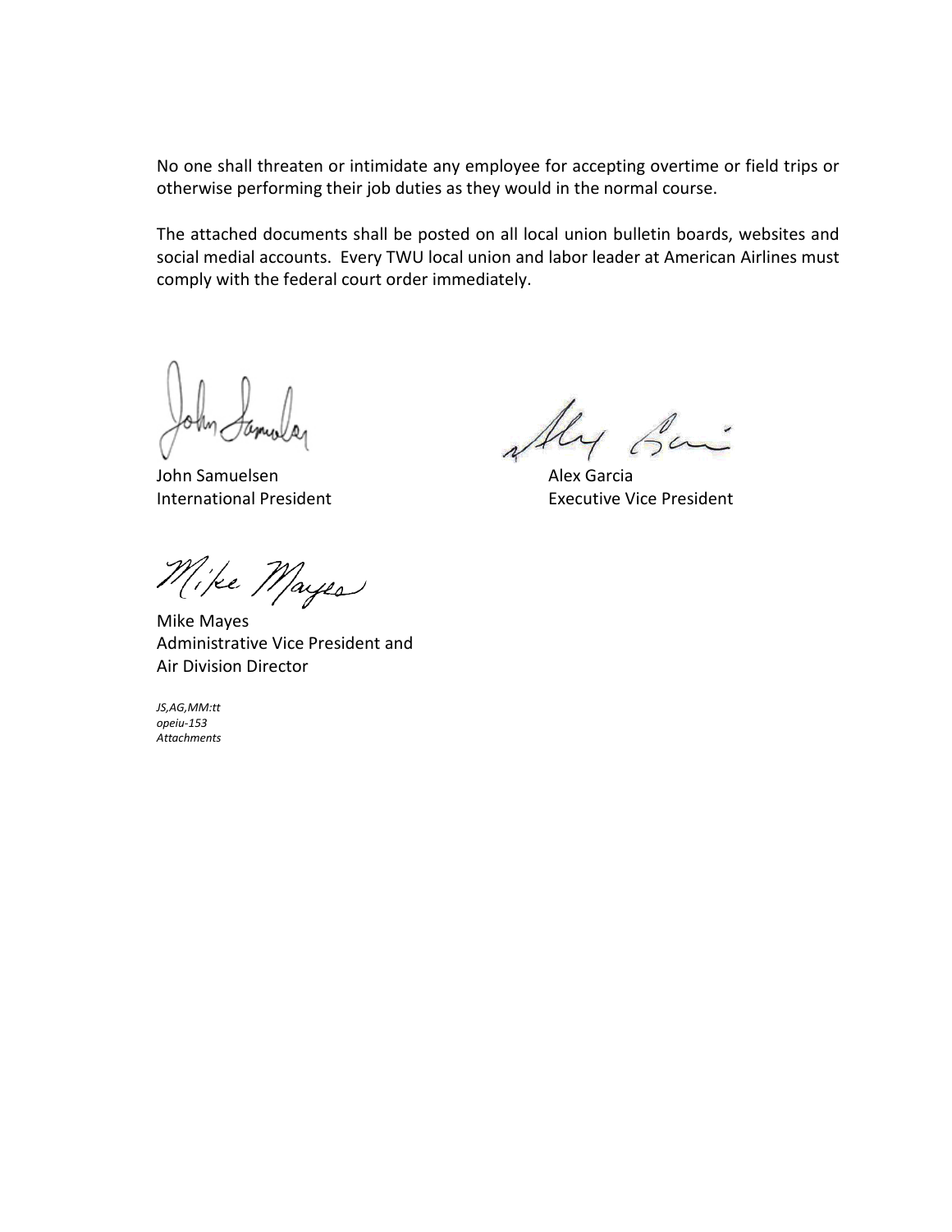No one shall threaten or intimidate any employee for accepting overtime or field trips or otherwise performing their job duties as they would in the normal course.

The attached documents shall be posted on all local union bulletin boards, websites and social medial accounts. Every TWU local union and labor leader at American Airlines must comply with the federal court order immediately.

John Samuelsen
International President

Alex Garcia
Executive Vice President

Mike Mayes
Administrative Vice President and
Air Division Director

*JS,AG,MM:tt*
*opeiu-153*
*Attachments*